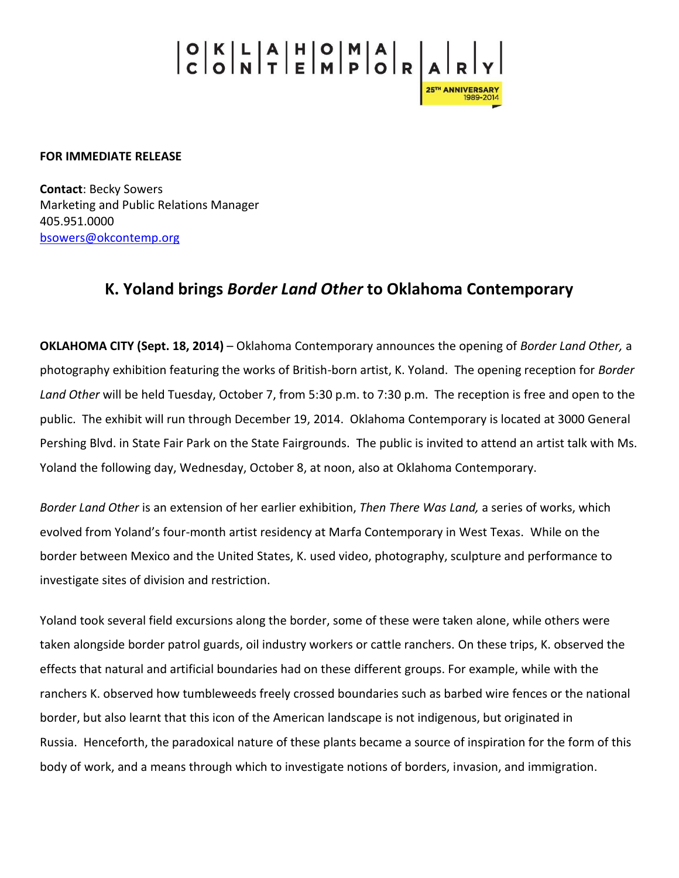OKLAHOMA CONTEMPORARY

25TH ANNIVERSARY 1989-2014

**FOR IMMEDIATE RELEASE**

**Contact**: Becky Sowers
Marketing and Public Relations Manager
405.951.0000
bsowers@okcontemp.org

## K. Yoland brings *Border Land Other* to Oklahoma Contemporary

**OKLAHOMA CITY (Sept. 18, 2014)** – Oklahoma Contemporary announces the opening of *Border Land Other,* a photography exhibition featuring the works of British-born artist, K. Yoland. The opening reception for *Border Land Other* will be held Tuesday, October 7, from 5:30 p.m. to 7:30 p.m. The reception is free and open to the public. The exhibit will run through December 19, 2014. Oklahoma Contemporary is located at 3000 General Pershing Blvd. in State Fair Park on the State Fairgrounds. The public is invited to attend an artist talk with Ms. Yoland the following day, Wednesday, October 8, at noon, also at Oklahoma Contemporary.

*Border Land Other* is an extension of her earlier exhibition, *Then There Was Land,* a series of works, which evolved from Yoland's four-month artist residency at Marfa Contemporary in West Texas. While on the border between Mexico and the United States, K. used video, photography, sculpture and performance to investigate sites of division and restriction.

Yoland took several field excursions along the border, some of these were taken alone, while others were taken alongside border patrol guards, oil industry workers or cattle ranchers. On these trips, K. observed the effects that natural and artificial boundaries had on these different groups. For example, while with the ranchers K. observed how tumbleweeds freely crossed boundaries such as barbed wire fences or the national border, but also learnt that this icon of the American landscape is not indigenous, but originated in Russia. Henceforth, the paradoxical nature of these plants became a source of inspiration for the form of this body of work, and a means through which to investigate notions of borders, invasion, and immigration.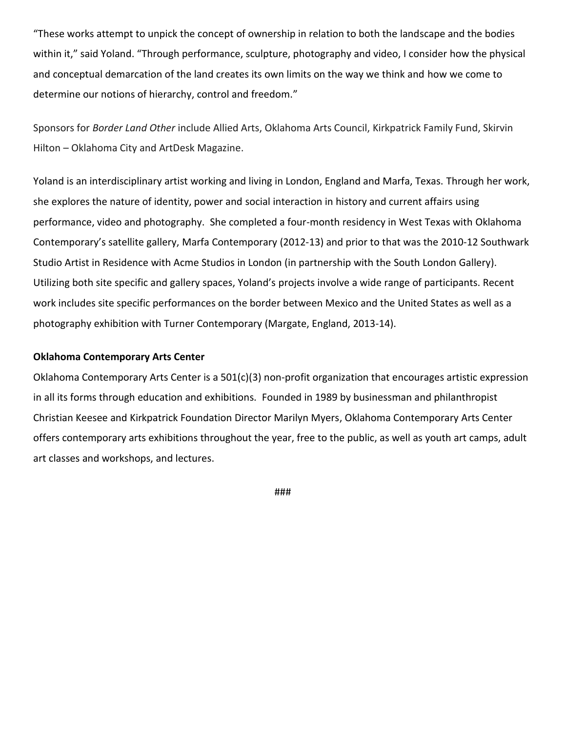"These works attempt to unpick the concept of ownership in relation to both the landscape and the bodies within it," said Yoland. "Through performance, sculpture, photography and video, I consider how the physical and conceptual demarcation of the land creates its own limits on the way we think and how we come to determine our notions of hierarchy, control and freedom."

Sponsors for *Border Land Other* include Allied Arts, Oklahoma Arts Council, Kirkpatrick Family Fund, Skirvin Hilton – Oklahoma City and ArtDesk Magazine.

Yoland is an interdisciplinary artist working and living in London, England and Marfa, Texas. Through her work, she explores the nature of identity, power and social interaction in history and current affairs using performance, video and photography. She completed a four-month residency in West Texas with Oklahoma Contemporary's satellite gallery, Marfa Contemporary (2012-13) and prior to that was the 2010-12 Southwark Studio Artist in Residence with Acme Studios in London (in partnership with the South London Gallery). Utilizing both site specific and gallery spaces, Yoland's projects involve a wide range of participants. Recent work includes site specific performances on the border between Mexico and the United States as well as a photography exhibition with Turner Contemporary (Margate, England, 2013-14).

**Oklahoma Contemporary Arts Center**

Oklahoma Contemporary Arts Center is a 501(c)(3) non-profit organization that encourages artistic expression in all its forms through education and exhibitions. Founded in 1989 by businessman and philanthropist Christian Keesee and Kirkpatrick Foundation Director Marilyn Myers, Oklahoma Contemporary Arts Center offers contemporary arts exhibitions throughout the year, free to the public, as well as youth art camps, adult art classes and workshops, and lectures.

###